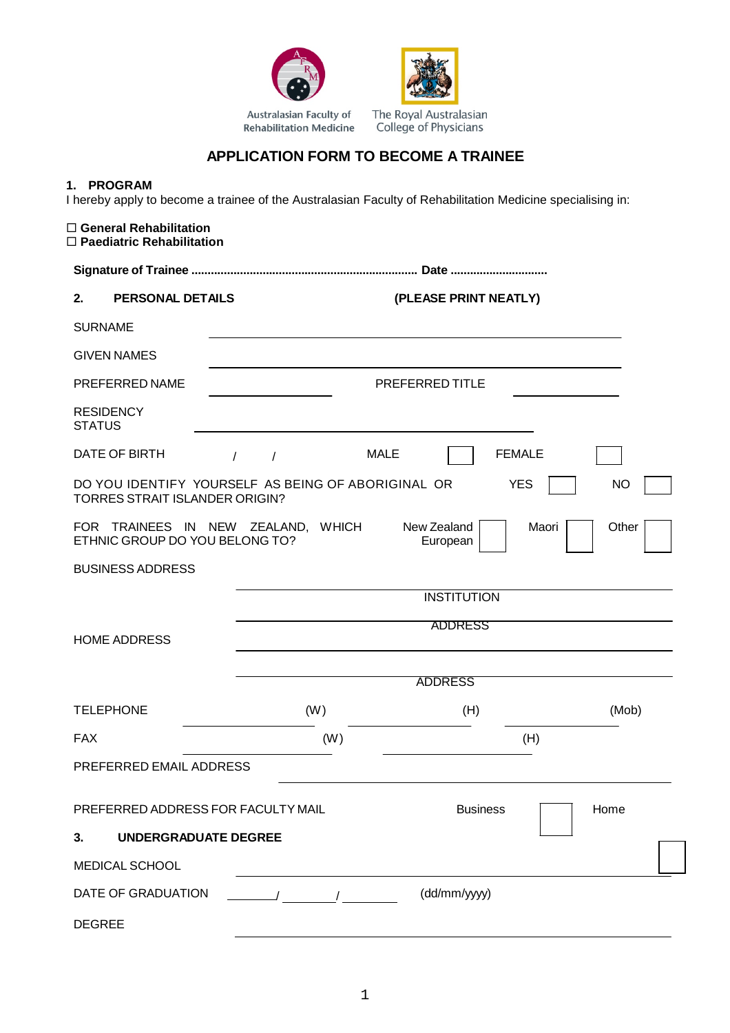Australasian Faculty of Rehabilitation Medicine

The Royal Australasian College of Physicians

# APPLICATION FORM TO BECOME A TRAINEE

## 1. PROGRAM

I hereby apply to become a trainee of the Australasian Faculty of Rehabilitation Medicine specialising in:

☐ **General Rehabilitation**
☐ **Paediatric Rehabilitation**

**Signature of Trainee ..................................................................... Date .............................**

## 2. PERSONAL DETAILS (PLEASE PRINT NEATLY)

SURNAME ______________________________

GIVEN NAMES ______________________________

PREFERRED NAME ______________ PREFERRED TITLE ______________

RESIDENCY STATUS ______________________________

DATE OF BIRTH / / MALE ☐ FEMALE ☐

DO YOU IDENTIFY YOURSELF AS BEING OF ABORIGINAL OR TORRES STRAIT ISLANDER ORIGIN? YES ☐ NO ☐

FOR TRAINEES IN NEW ZEALAND, WHICH ETHNIC GROUP DO YOU BELONG TO? New Zealand European ☐ Maori ☐ Other ☐

BUSINESS ADDRESS

______________________________
INSTITUTION

______________________________
ADDRESS

HOME ADDRESS ______________________________

______________________________
ADDRESS

TELEPHONE ______________ (W) ______________ (H) ______________ (Mob)

FAX ______________ (W) ______________ (H)

PREFERRED EMAIL ADDRESS ______________________________

PREFERRED ADDRESS FOR FACULTY MAIL Business ☐ Home ☐

## 3. UNDERGRADUATE DEGREE

MEDICAL SCHOOL ______________________________

DATE OF GRADUATION ________/ ________/ ________ (dd/mm/yyyy)

DEGREE ______________________________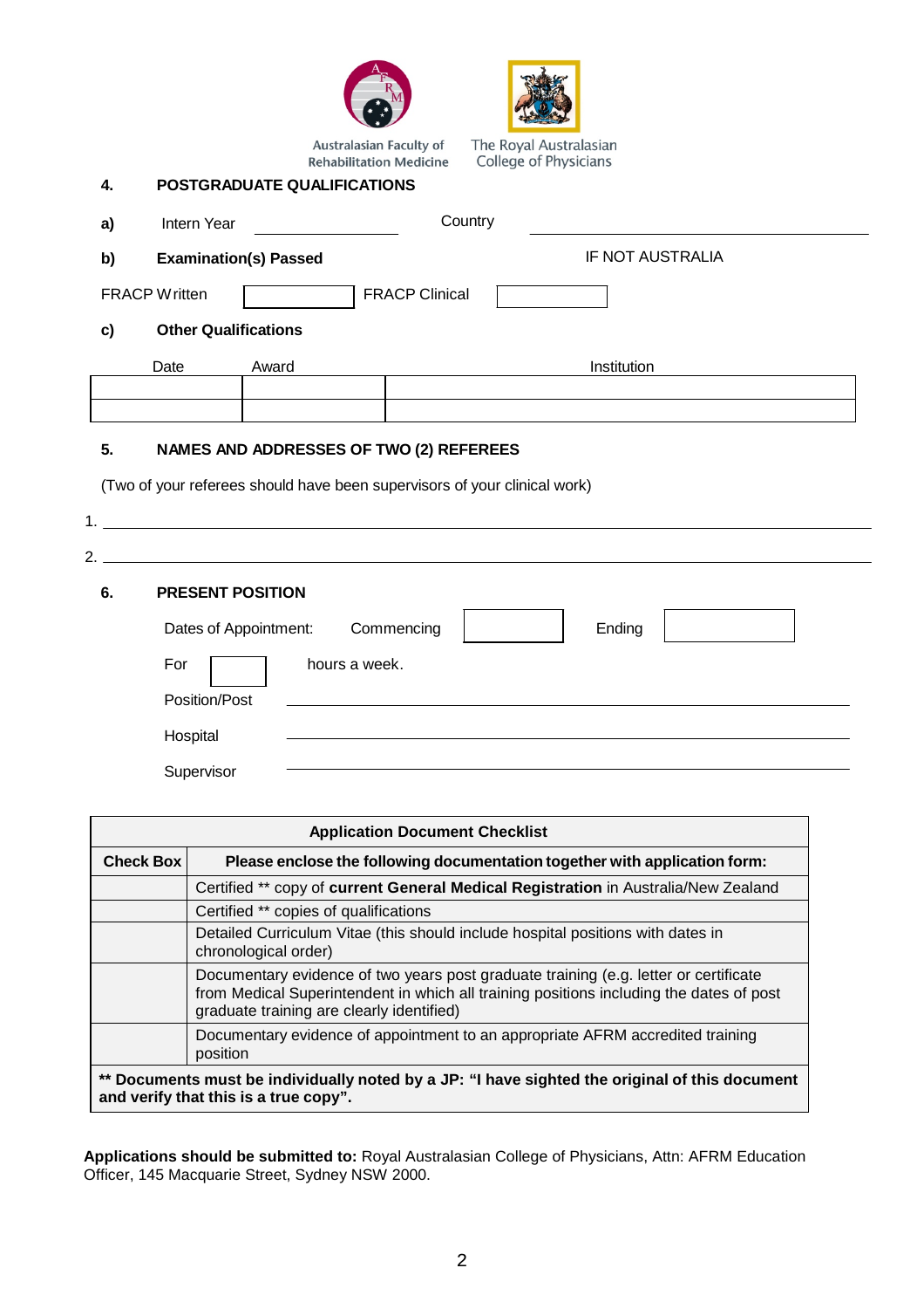Australasian Faculty of Rehabilitation Medicine

The Royal Australasian College of Physicians

## 4. POSTGRADUATE QUALIFICATIONS

**a)** Intern Year \_\_\_\_\_\_\_\_\_\_\_\_\_\_\_\_ Country \_\_\_\_\_\_\_\_\_\_\_\_\_\_\_\_\_\_\_\_\_\_\_\_\_\_\_\_\_\_

IF NOT AUSTRALIA

**b) Examination(s) Passed**

FRACP Written [ ] FRACP Clinical [ ]

**c) Other Qualifications**

| Date | Award | Institution |
|---|---|---|
| | | |
| | | |

## 5. NAMES AND ADDRESSES OF TWO (2) REFEREES

(Two of your referees should have been supervisors of your clinical work)

1. \_\_\_\_\_\_\_\_\_\_\_\_\_\_\_\_\_\_\_\_\_\_\_\_\_\_\_\_\_\_\_\_\_\_\_\_\_\_\_\_\_\_\_\_\_\_\_\_\_\_\_\_\_\_\_\_\_\_\_\_

2. \_\_\_\_\_\_\_\_\_\_\_\_\_\_\_\_\_\_\_\_\_\_\_\_\_\_\_\_\_\_\_\_\_\_\_\_\_\_\_\_\_\_\_\_\_\_\_\_\_\_\_\_\_\_\_\_\_\_\_\_

## 6. PRESENT POSITION

Dates of Appointment: Commencing [ ] Ending [ ]

For [ ] hours a week.

Position/Post \_\_\_\_\_\_\_\_\_\_\_\_\_\_\_\_\_\_\_\_\_\_\_\_\_\_\_\_\_\_\_\_\_\_\_\_\_\_\_\_\_\_\_\_

Hospital \_\_\_\_\_\_\_\_\_\_\_\_\_\_\_\_\_\_\_\_\_\_\_\_\_\_\_\_\_\_\_\_\_\_\_\_\_\_\_\_\_\_\_\_

Supervisor \_\_\_\_\_\_\_\_\_\_\_\_\_\_\_\_\_\_\_\_\_\_\_\_\_\_\_\_\_\_\_\_\_\_\_\_\_\_\_\_\_\_\_\_

**Application Document Checklist**

| Check Box | Please enclose the following documentation together with application form: |
|---|---|
| | Certified ** copy of **current General Medical Registration** in Australia/New Zealand |
| | Certified ** copies of qualifications |
| | Detailed Curriculum Vitae (this should include hospital positions with dates in chronological order) |
| | Documentary evidence of two years post graduate training (e.g. letter or certificate from Medical Superintendent in which all training positions including the dates of post graduate training are clearly identified) |
| | Documentary evidence of appointment to an appropriate AFRM accredited training position |

**** Documents must be individually noted by a JP: "I have sighted the original of this document and verify that this is a true copy".**

**Applications should be submitted to:** Royal Australasian College of Physicians, Attn: AFRM Education Officer, 145 Macquarie Street, Sydney NSW 2000.